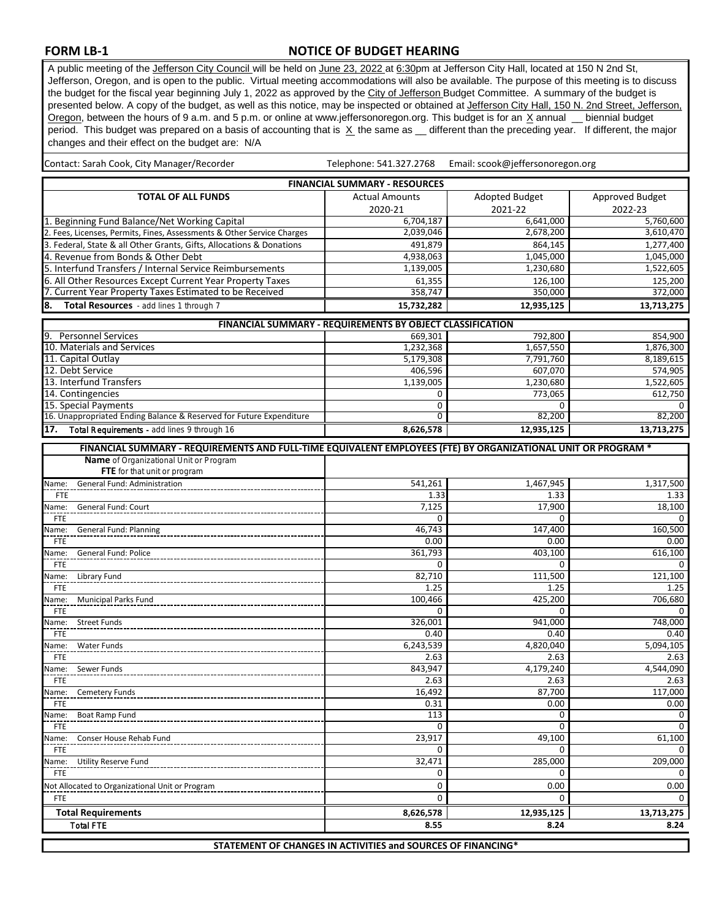**FORM LB-1**

# NOTICE OF BUDGET HEARING

A public meeting of the Jefferson City Council will be held on June 23, 2022 at 6:30pm at Jefferson City Hall, located at 150 N 2nd St, Jefferson, Oregon, and is open to the public. Virtual meeting accommodations will also be available. The purpose of this meeting is to discuss the budget for the fiscal year beginning July 1, 2022 as approved by the City of Jefferson Budget Committee. A summary of the budget is presented below. A copy of the budget, as well as this notice, may be inspected or obtained at Jefferson City Hall, 150 N. 2nd Street, Jefferson, Oregon, between the hours of 9 a.m. and 5 p.m. or online at www.jeffersonoregon.org. This budget is for an X annual __ biennial budget period. This budget was prepared on a basis of accounting that is X the same as __ different than the preceding year. If different, the major changes and their effect on the budget are: N/A

Contact: Sarah Cook, City Manager/Recorder | Telephone: 541.327.2768 | Email: scook@jeffersonoregon.org

| FINANCIAL SUMMARY - RESOURCES | | | |
|---|---|---|---|
| **TOTAL OF ALL FUNDS** | Actual Amounts 2020-21 | Adopted Budget 2021-22 | Approved Budget 2022-23 |
| 1. Beginning Fund Balance/Net Working Capital | 6,704,187 | 6,641,000 | 5,760,600 |
| 2. Fees, Licenses, Permits, Fines, Assessments & Other Service Charges | 2,039,046 | 2,678,200 | 3,610,470 |
| 3. Federal, State & all Other Grants, Gifts, Allocations & Donations | 491,879 | 864,145 | 1,277,400 |
| 4. Revenue from Bonds & Other Debt | 4,938,063 | 1,045,000 | 1,045,000 |
| 5. Interfund Transfers / Internal Service Reimbursements | 1,139,005 | 1,230,680 | 1,522,605 |
| 6. All Other Resources Except Current Year Property Taxes | 61,355 | 126,100 | 125,200 |
| 7. Current Year Property Taxes Estimated to be Received | 358,747 | 350,000 | 372,000 |
| **8. Total Resources** - add lines 1 through 7 | **15,732,282** | **12,935,125** | **13,713,275** |

| FINANCIAL SUMMARY - REQUIREMENTS BY OBJECT CLASSIFICATION | | | |
|---|---|---|---|
| 9. Personnel Services | 669,301 | 792,800 | 854,900 |
| 10. Materials and Services | 1,232,368 | 1,657,550 | 1,876,300 |
| 11. Capital Outlay | 5,179,308 | 7,791,760 | 8,189,615 |
| 12. Debt Service | 406,596 | 607,070 | 574,905 |
| 13. Interfund Transfers | 1,139,005 | 1,230,680 | 1,522,605 |
| 14. Contingencies | 0 | 773,065 | 612,750 |
| 15. Special Payments | 0 | 0 | 0 |
| 16. Unappropriated Ending Balance & Reserved for Future Expenditure | 0 | 82,200 | 82,200 |
| **17. Total Requirements** - add lines 9 through 16 | **8,626,578** | **12,935,125** | **13,713,275** |

| FINANCIAL SUMMARY - REQUIREMENTS AND FULL-TIME EQUIVALENT EMPLOYEES (FTE) BY ORGANIZATIONAL UNIT OR PROGRAM * | | | |
|---|---|---|---|
| **Name** of Organizational Unit or Program<br>**FTE** for that unit or program | | | |
| Name: General Fund: Administration | 541,261 | 1,467,945 | 1,317,500 |
| FTE | 1.33 | 1.33 | 1.33 |
| Name: General Fund: Court | 7,125 | 17,900 | 18,100 |
| FTE | 0 | 0 | 0 |
| Name: General Fund: Planning | 46,743 | 147,400 | 160,500 |
| FTE | 0.00 | 0.00 | 0.00 |
| Name: General Fund: Police | 361,793 | 403,100 | 616,100 |
| FTE | 0 | 0 | 0 |
| Name: Library Fund | 82,710 | 111,500 | 121,100 |
| FTE | 1.25 | 1.25 | 1.25 |
| Name: Municipal Parks Fund | 100,466 | 425,200 | 706,680 |
| FTE | 0 | 0 | 0 |
| Name: Street Funds | 326,001 | 941,000 | 748,000 |
| FTE | 0.40 | 0.40 | 0.40 |
| Name: Water Funds | 6,243,539 | 4,820,040 | 5,094,105 |
| FTE | 2.63 | 2.63 | 2.63 |
| Name: Sewer Funds | 843,947 | 4,179,240 | 4,544,090 |
| FTE | 2.63 | 2.63 | 2.63 |
| Name: Cemetery Funds | 16,492 | 87,700 | 117,000 |
| FTE | 0.31 | 0.00 | 0.00 |
| Name: Boat Ramp Fund | 113 | 0 | 0 |
| FTE | 0 | 0 | 0 |
| Name: Conser House Rehab Fund | 23,917 | 49,100 | 61,100 |
| FTE | 0 | 0 | 0 |
| Name: Utility Reserve Fund | 32,471 | 285,000 | 209,000 |
| FTE | 0 | 0 | 0 |
| Not Allocated to Organizational Unit or Program | 0 | 0.00 | 0.00 |
| FTE | 0 | 0 | 0 |
| **Total Requirements** | **8,626,578** | **12,935,125** | **13,713,275** |
| **Total FTE** | **8.55** | **8.24** | **8.24** |

**STATEMENT OF CHANGES IN ACTIVITIES and SOURCES OF FINANCING***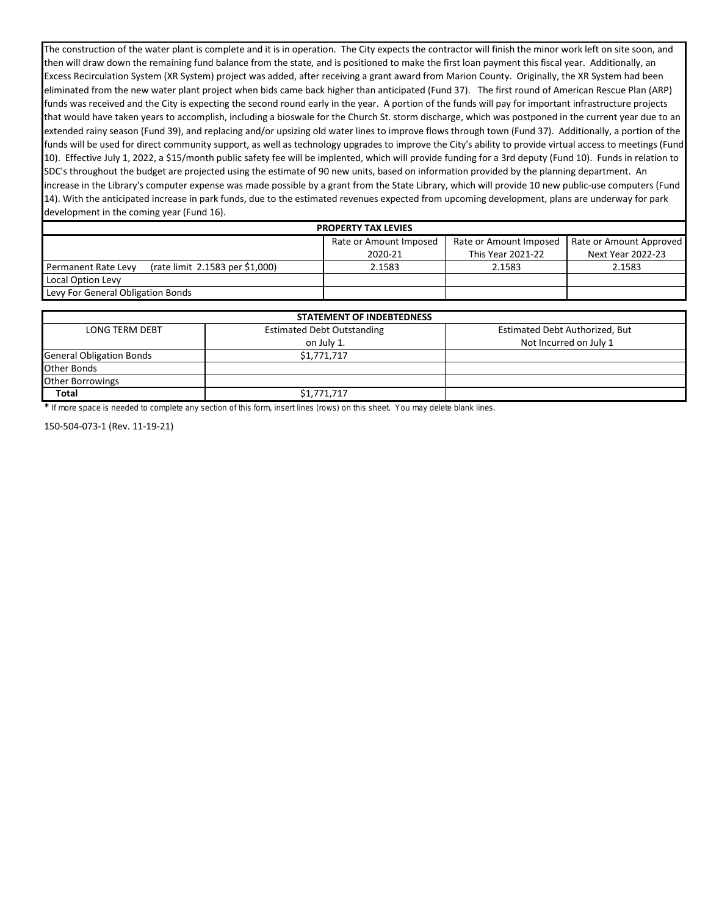The construction of the water plant is complete and it is in operation. The City expects the contractor will finish the minor work left on site soon, and then will draw down the remaining fund balance from the state, and is positioned to make the first loan payment this fiscal year. Additionally, an Excess Recirculation System (XR System) project was added, after receiving a grant award from Marion County. Originally, the XR System had been eliminated from the new water plant project when bids came back higher than anticipated (Fund 37). The first round of American Rescue Plan (ARP) funds was received and the City is expecting the second round early in the year. A portion of the funds will pay for important infrastructure projects that would have taken years to accomplish, including a bioswale for the Church St. storm discharge, which was postponed in the current year due to an extended rainy season (Fund 39), and replacing and/or upsizing old water lines to improve flows through town (Fund 37). Additionally, a portion of the funds will be used for direct community support, as well as technology upgrades to improve the City's ability to provide virtual access to meetings (Fund 10). Effective July 1, 2022, a $15/month public safety fee will be implented, which will provide funding for a 3rd deputy (Fund 10). Funds in relation to SDC's throughout the budget are projected using the estimate of 90 new units, based on information provided by the planning department. An increase in the Library's computer expense was made possible by a grant from the State Library, which will provide 10 new public-use computers (Fund 14). With the anticipated increase in park funds, due to the estimated revenues expected from upcoming development, plans are underway for park development in the coming year (Fund 16).

**PROPERTY TAX LEVIES**

| | Rate or Amount Imposed 2020-21 | Rate or Amount Imposed This Year 2021-22 | Rate or Amount Approved Next Year 2022-23 |
|---|---|---|---|
| Permanent Rate Levy (rate limit 2.1583 per $1,000) | 2.1583 | 2.1583 | 2.1583 |
| Local Option Levy | | | |
| Levy For General Obligation Bonds | | | |

**STATEMENT OF INDEBTEDNESS**

| LONG TERM DEBT | Estimated Debt Outstanding on July 1. | Estimated Debt Authorized, But Not Incurred on July 1 |
|---|---|---|
| General Obligation Bonds | $1,771,717 | |
| Other Bonds | | |
| Other Borrowings | | |
| **Total** | $1,771,717 | |

* If more space is needed to complete any section of this form, insert lines (rows) on this sheet. You may delete blank lines.

150-504-073-1 (Rev. 11-19-21)